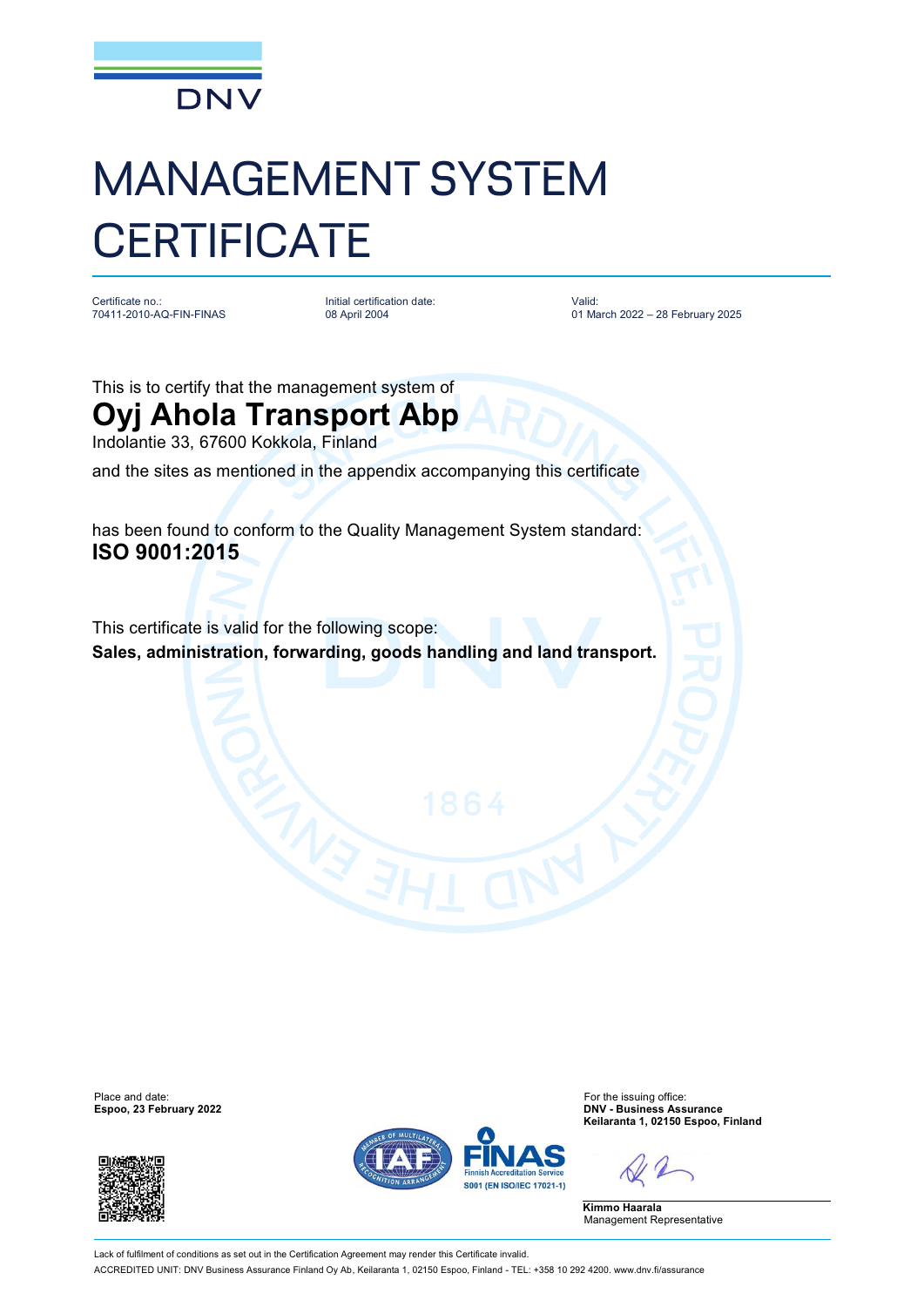DNV

# MANAGEMENT SYSTEM CERTIFICATE

Certificate no.:
70411-2010-AQ-FIN-FINAS

Initial certification date:
08 April 2004

Valid:
01 March 2022 – 28 February 2025

This is to certify that the management system of

## Oyj Ahola Transport Abp

Indolantie 33, 67600 Kokkola, Finland

and the sites as mentioned in the appendix accompanying this certificate

has been found to conform to the Quality Management System standard:

**ISO 9001:2015**

This certificate is valid for the following scope:

**Sales, administration, forwarding, goods handling and land transport.**

Place and date:
**Espoo, 23 February 2022**

For the issuing office:
**DNV - Business Assurance**
**Keilaranta 1, 02150 Espoo, Finland**

**Kimmo Haarala**
Management Representative

FINAS
Finnish Accreditation Service
S001 (EN ISO/IEC 17021-1)

Lack of fulfilment of conditions as set out in the Certification Agreement may render this Certificate invalid.

ACCREDITED UNIT: DNV Business Assurance Finland Oy Ab, Keilaranta 1, 02150 Espoo, Finland - TEL: +358 10 292 4200. www.dnv.fi/assurance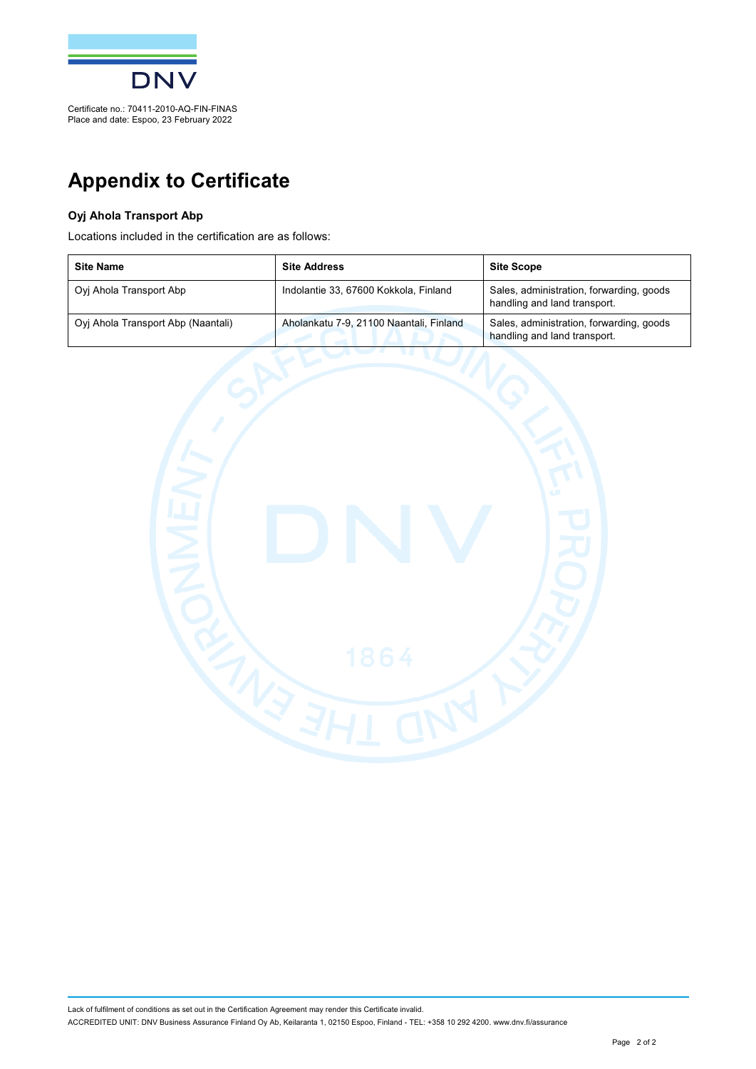Certificate no.: 70411-2010-AQ-FIN-FINAS
Place and date: Espoo, 23 February 2022

# Appendix to Certificate

**Oyj Ahola Transport Abp**

Locations included in the certification are as follows:

| Site Name | Site Address | Site Scope |
|---|---|---|
| Oyj Ahola Transport Abp | Indolantie 33, 67600 Kokkola, Finland | Sales, administration, forwarding, goods handling and land transport. |
| Oyj Ahola Transport Abp (Naantali) | Aholankatu 7-9, 21100 Naantali, Finland | Sales, administration, forwarding, goods handling and land transport. |

Lack of fulfilment of conditions as set out in the Certification Agreement may render this Certificate invalid.

ACCREDITED UNIT: DNV Business Assurance Finland Oy Ab, Keilaranta 1, 02150 Espoo, Finland - TEL: +358 10 292 4200. www.dnv.fi/assurance